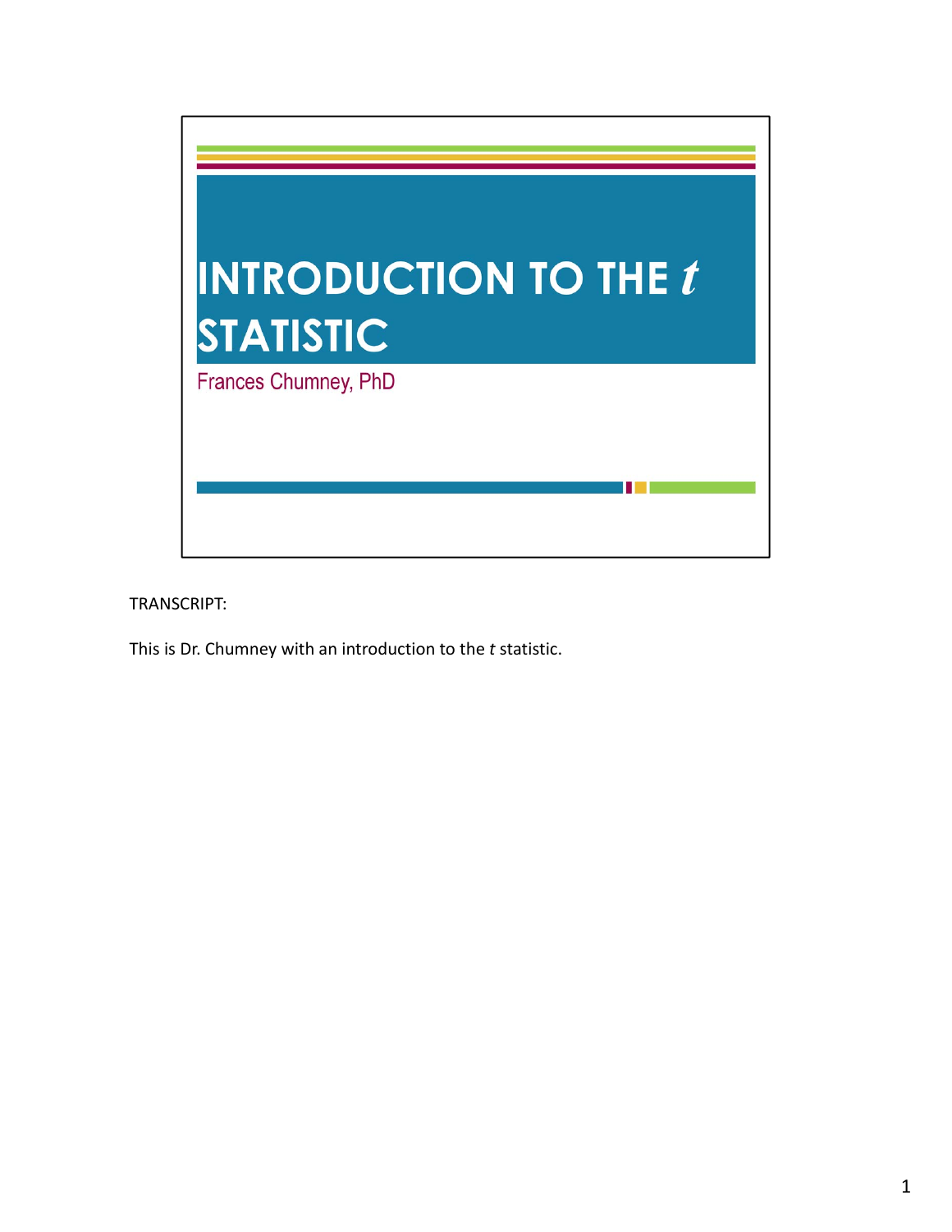# INTRODUCTION TO THE *t* STATISTIC

Frances Chumney, PhD

TRANSCRIPT:

This is Dr. Chumney with an introduction to the *t* statistic.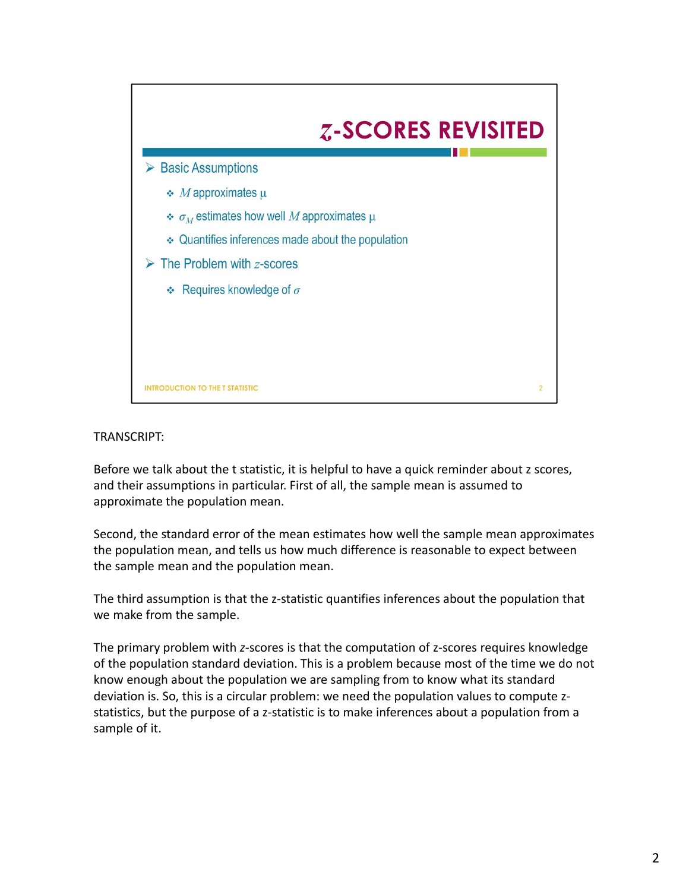## *z*-SCORES REVISITED

- Basic Assumptions
  - $M$ approximates $\mu$
  - $\sigma_M$ estimates how well $M$ approximates $\mu$
  - Quantifies inferences made about the population
- The Problem with $z$-scores
  - Requires knowledge of $\sigma$

INTRODUCTION TO THE T STATISTIC

TRANSCRIPT:

Before we talk about the t statistic, it is helpful to have a quick reminder about z scores, and their assumptions in particular. First of all, the sample mean is assumed to approximate the population mean.

Second, the standard error of the mean estimates how well the sample mean approximates the population mean, and tells us how much difference is reasonable to expect between the sample mean and the population mean.

The third assumption is that the z-statistic quantifies inferences about the population that we make from the sample.

The primary problem with *z*-scores is that the computation of z-scores requires knowledge of the population standard deviation. This is a problem because most of the time we do not know enough about the population we are sampling from to know what its standard deviation is. So, this is a circular problem: we need the population values to compute z-statistics, but the purpose of a z-statistic is to make inferences about a population from a sample of it.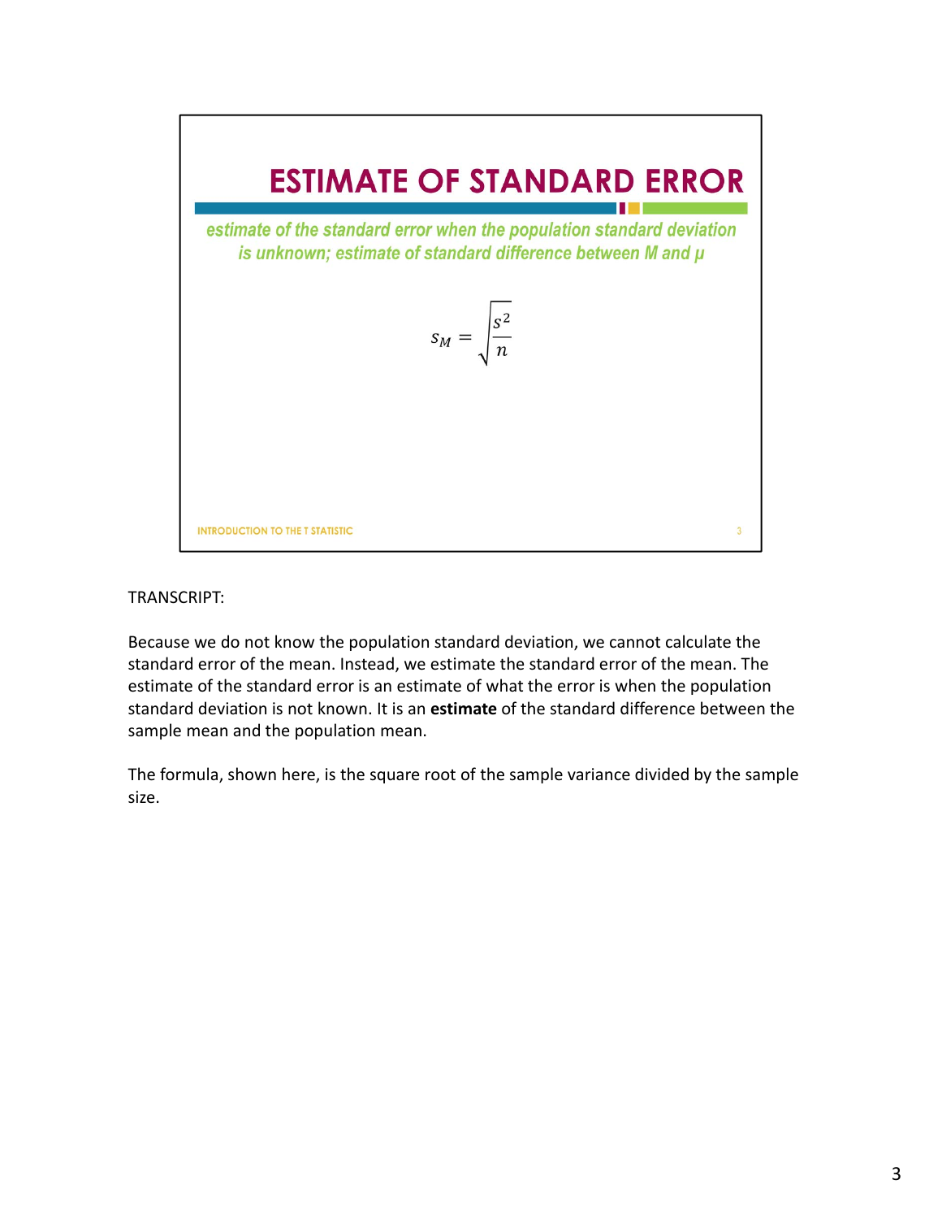# ESTIMATE OF STANDARD ERROR

*estimate of the standard error when the population standard deviation is unknown; estimate of standard difference between M and μ*

$$s_M = \sqrt{\frac{s^2}{n}}$$

INTRODUCTION TO THE T STATISTIC

TRANSCRIPT:

Because we do not know the population standard deviation, we cannot calculate the standard error of the mean. Instead, we estimate the standard error of the mean. The estimate of the standard error is an estimate of what the error is when the population standard deviation is not known. It is an **estimate** of the standard difference between the sample mean and the population mean.

The formula, shown here, is the square root of the sample variance divided by the sample size.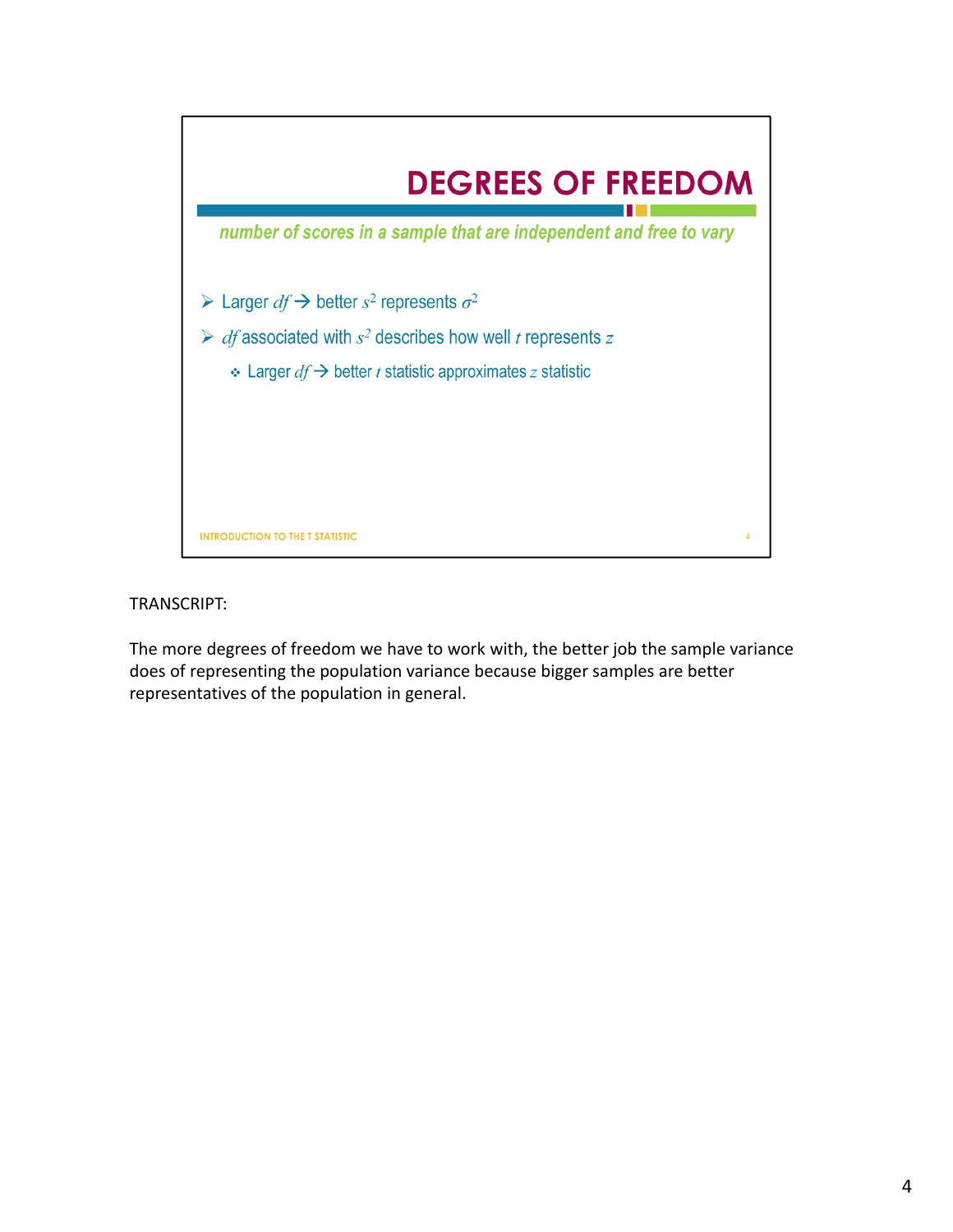# DEGREES OF FREEDOM

*number of scores in a sample that are independent and free to vary*

- Larger $df$ → better $s^2$ represents $\sigma^2$
- $df$ associated with $s^2$ describes how well $t$ represents $z$
  - Larger $df$ → better $t$ statistic approximates $z$ statistic

INTRODUCTION TO THE T STATISTIC

TRANSCRIPT:

The more degrees of freedom we have to work with, the better job the sample variance does of representing the population variance because bigger samples are better representatives of the population in general.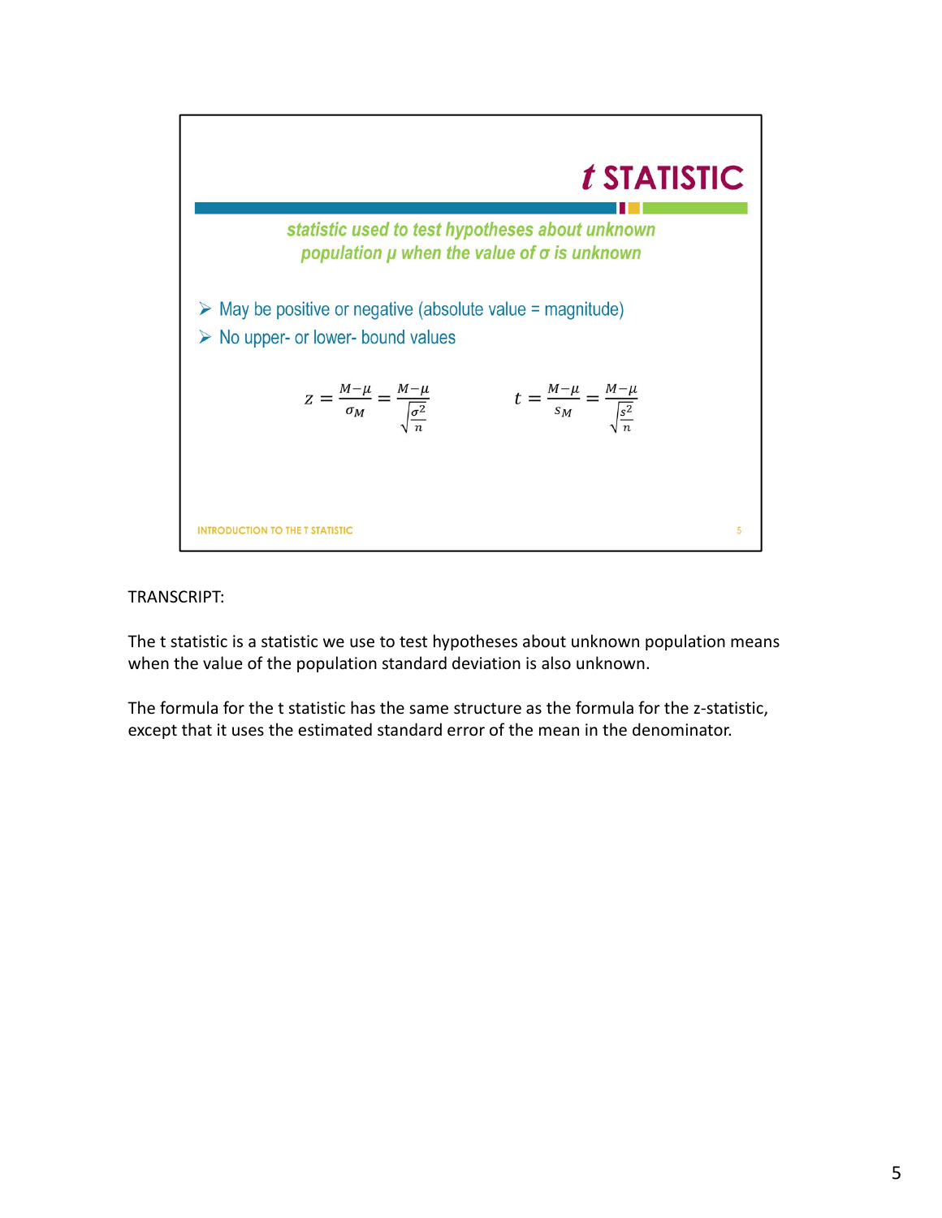# *t* STATISTIC

***statistic used to test hypotheses about unknown population μ when the value of σ is unknown***

- May be positive or negative (absolute value = magnitude)
- No upper- or lower- bound values

$$z = \frac{M - \mu}{\sigma_M} = \frac{M - \mu}{\sqrt{\frac{\sigma^2}{n}}} \qquad t = \frac{M - \mu}{s_M} = \frac{M - \mu}{\sqrt{\frac{s^2}{n}}}$$

INTRODUCTION TO THE T STATISTIC

TRANSCRIPT:

The t statistic is a statistic we use to test hypotheses about unknown population means when the value of the population standard deviation is also unknown.

The formula for the t statistic has the same structure as the formula for the z-statistic, except that it uses the estimated standard error of the mean in the denominator.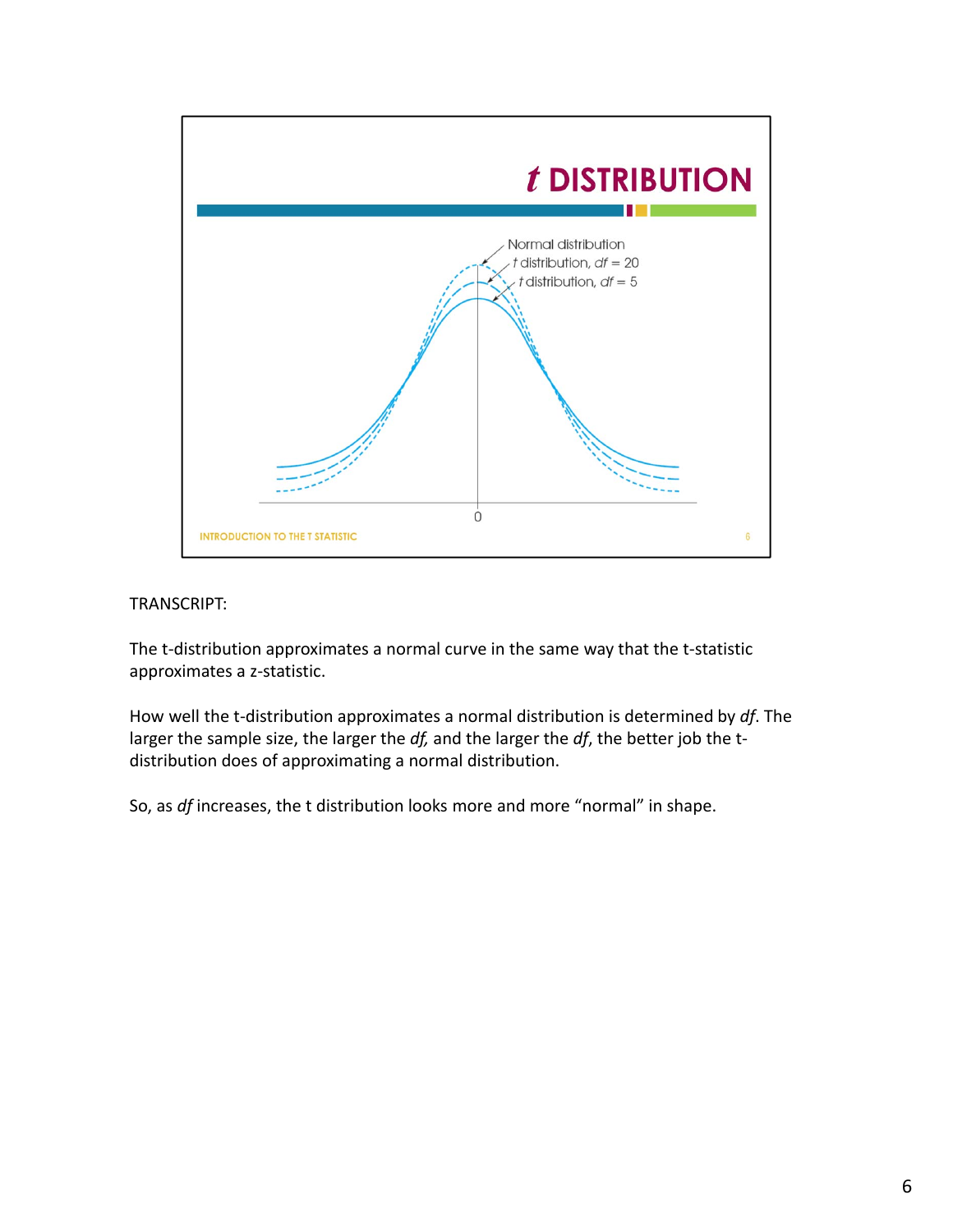## *t* DISTRIBUTION

Normal distribution

*t* distribution, $df = 20$

*t* distribution, $df = 5$

0

INTRODUCTION TO THE T STATISTIC

TRANSCRIPT:

The t-distribution approximates a normal curve in the same way that the t-statistic approximates a z-statistic.

How well the t-distribution approximates a normal distribution is determined by *df*. The larger the sample size, the larger the *df,* and the larger the *df*, the better job the t-distribution does of approximating a normal distribution.

So, as *df* increases, the t distribution looks more and more "normal" in shape.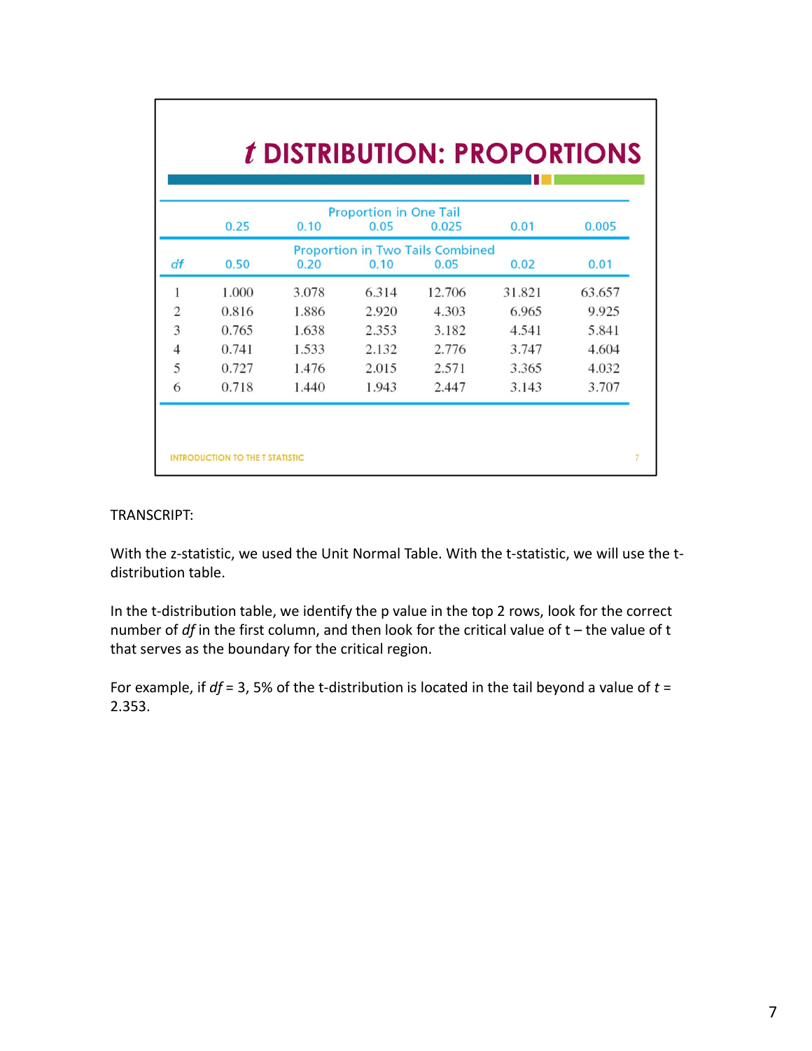# *t* DISTRIBUTION: PROPORTIONS

| | Proportion in One Tail | | | | | |
|---|---|---|---|---|---|---|
| | 0.25 | 0.10 | 0.05 | 0.025 | 0.01 | 0.005 |
| | Proportion in Two Tails Combined | | | | | |
| *df* | 0.50 | 0.20 | 0.10 | 0.05 | 0.02 | 0.01 |
| 1 | 1.000 | 3.078 | 6.314 | 12.706 | 31.821 | 63.657 |
| 2 | 0.816 | 1.886 | 2.920 | 4.303 | 6.965 | 9.925 |
| 3 | 0.765 | 1.638 | 2.353 | 3.182 | 4.541 | 5.841 |
| 4 | 0.741 | 1.533 | 2.132 | 2.776 | 3.747 | 4.604 |
| 5 | 0.727 | 1.476 | 2.015 | 2.571 | 3.365 | 4.032 |
| 6 | 0.718 | 1.440 | 1.943 | 2.447 | 3.143 | 3.707 |

INTRODUCTION TO THE T STATISTIC

TRANSCRIPT:

With the z-statistic, we used the Unit Normal Table. With the t-statistic, we will use the t-distribution table.

In the t-distribution table, we identify the p value in the top 2 rows, look for the correct number of *df* in the first column, and then look for the critical value of t – the value of t that serves as the boundary for the critical region.

For example, if *df* = 3, 5% of the t-distribution is located in the tail beyond a value of $t = 2.353$.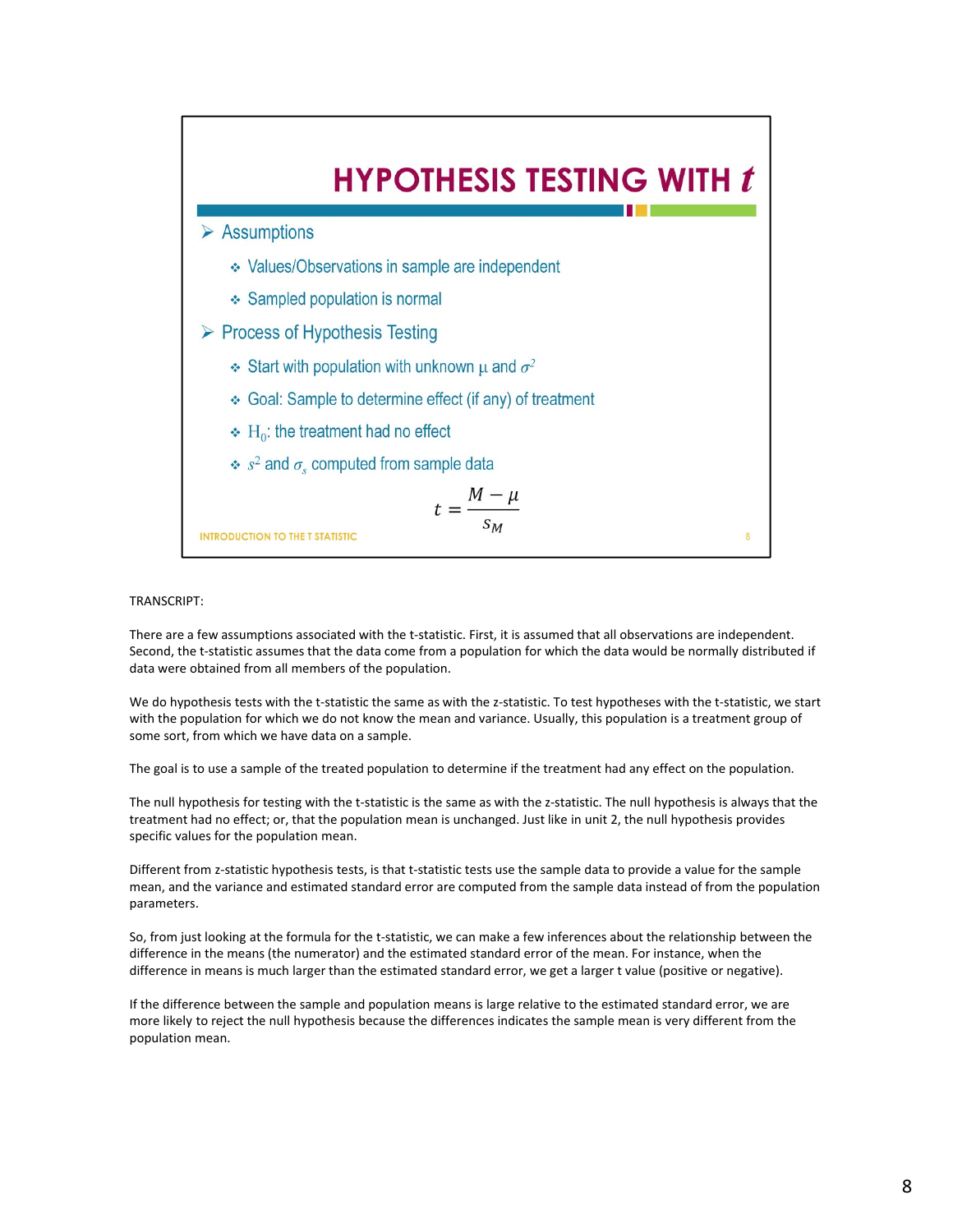# HYPOTHESIS TESTING WITH *t*

- Assumptions
  - Values/Observations in sample are independent
  - Sampled population is normal
- Process of Hypothesis Testing
  - Start with population with unknown $\mu$ and $\sigma^2$
  - Goal: Sample to determine effect (if any) of treatment
  - $H_0$: the treatment had no effect
  - $s^2$ and $\sigma_s$ computed from sample data

$$t = \frac{M - \mu}{s_M}$$

INTRODUCTION TO THE T STATISTIC

TRANSCRIPT:

There are a few assumptions associated with the t-statistic. First, it is assumed that all observations are independent. Second, the t-statistic assumes that the data come from a population for which the data would be normally distributed if data were obtained from all members of the population.

We do hypothesis tests with the t-statistic the same as with the z-statistic. To test hypotheses with the t-statistic, we start with the population for which we do not know the mean and variance. Usually, this population is a treatment group of some sort, from which we have data on a sample.

The goal is to use a sample of the treated population to determine if the treatment had any effect on the population.

The null hypothesis for testing with the t-statistic is the same as with the z-statistic. The null hypothesis is always that the treatment had no effect; or, that the population mean is unchanged. Just like in unit 2, the null hypothesis provides specific values for the population mean.

Different from z-statistic hypothesis tests, is that t-statistic tests use the sample data to provide a value for the sample mean, and the variance and estimated standard error are computed from the sample data instead of from the population parameters.

So, from just looking at the formula for the t-statistic, we can make a few inferences about the relationship between the difference in the means (the numerator) and the estimated standard error of the mean. For instance, when the difference in means is much larger than the estimated standard error, we get a larger t value (positive or negative).

If the difference between the sample and population means is large relative to the estimated standard error, we are more likely to reject the null hypothesis because the differences indicates the sample mean is very different from the population mean.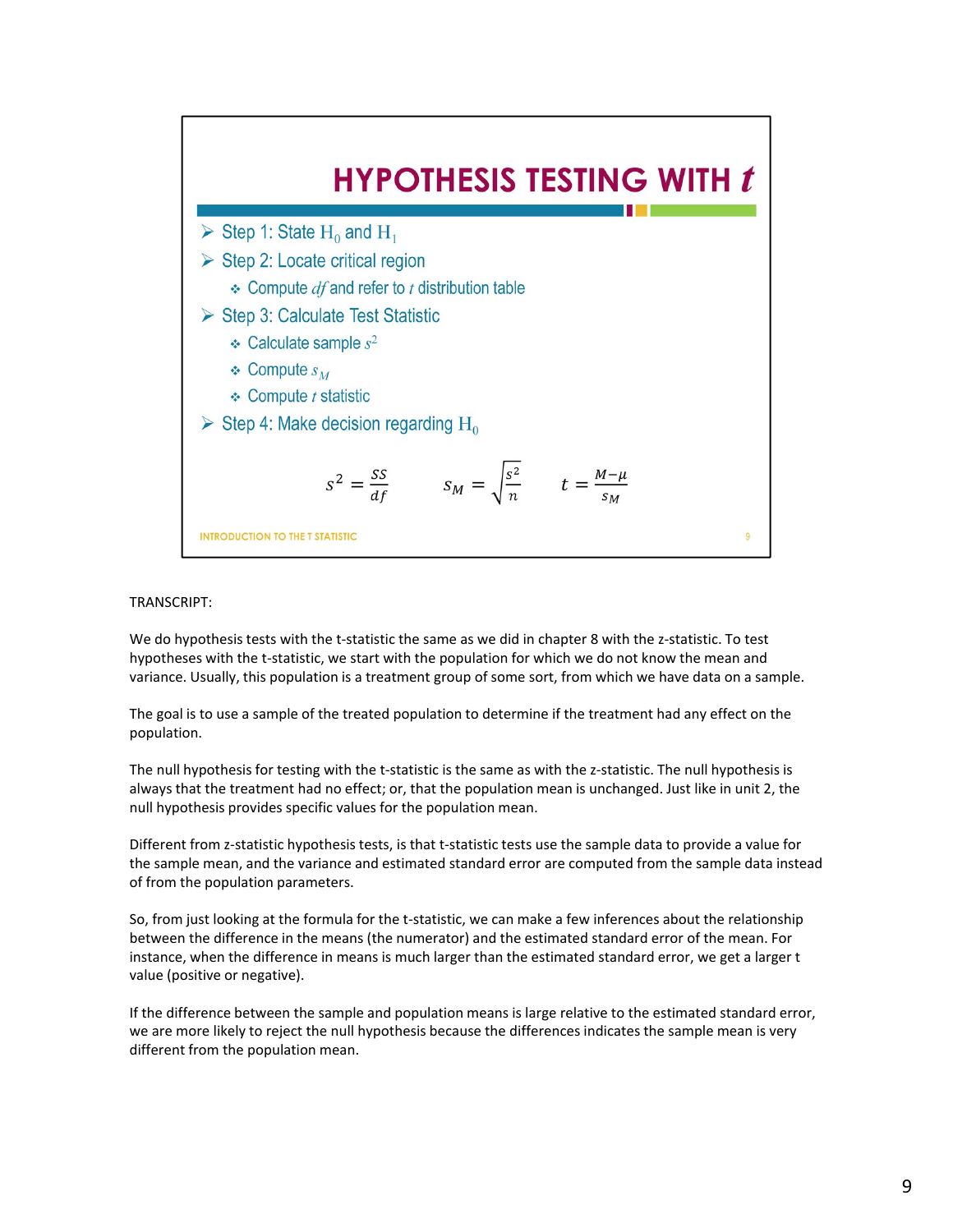# HYPOTHESIS TESTING WITH *t*

- Step 1: State $H_0$ and $H_1$
- Step 2: Locate critical region
  - Compute *df* and refer to *t* distribution table
- Step 3: Calculate Test Statistic
  - Calculate sample $s^2$
  - Compute $s_M$
  - Compute *t* statistic
- Step 4: Make decision regarding $H_0$

$$s^2 = \frac{SS}{df} \qquad s_M = \sqrt{\frac{s^2}{n}} \qquad t = \frac{M - \mu}{s_M}$$

INTRODUCTION TO THE T STATISTIC

TRANSCRIPT:

We do hypothesis tests with the t-statistic the same as we did in chapter 8 with the z-statistic. To test hypotheses with the t-statistic, we start with the population for which we do not know the mean and variance. Usually, this population is a treatment group of some sort, from which we have data on a sample.

The goal is to use a sample of the treated population to determine if the treatment had any effect on the population.

The null hypothesis for testing with the t-statistic is the same as with the z-statistic. The null hypothesis is always that the treatment had no effect; or, that the population mean is unchanged. Just like in unit 2, the null hypothesis provides specific values for the population mean.

Different from z-statistic hypothesis tests, is that t-statistic tests use the sample data to provide a value for the sample mean, and the variance and estimated standard error are computed from the sample data instead of from the population parameters.

So, from just looking at the formula for the t-statistic, we can make a few inferences about the relationship between the difference in the means (the numerator) and the estimated standard error of the mean. For instance, when the difference in means is much larger than the estimated standard error, we get a larger t value (positive or negative).

If the difference between the sample and population means is large relative to the estimated standard error, we are more likely to reject the null hypothesis because the differences indicates the sample mean is very different from the population mean.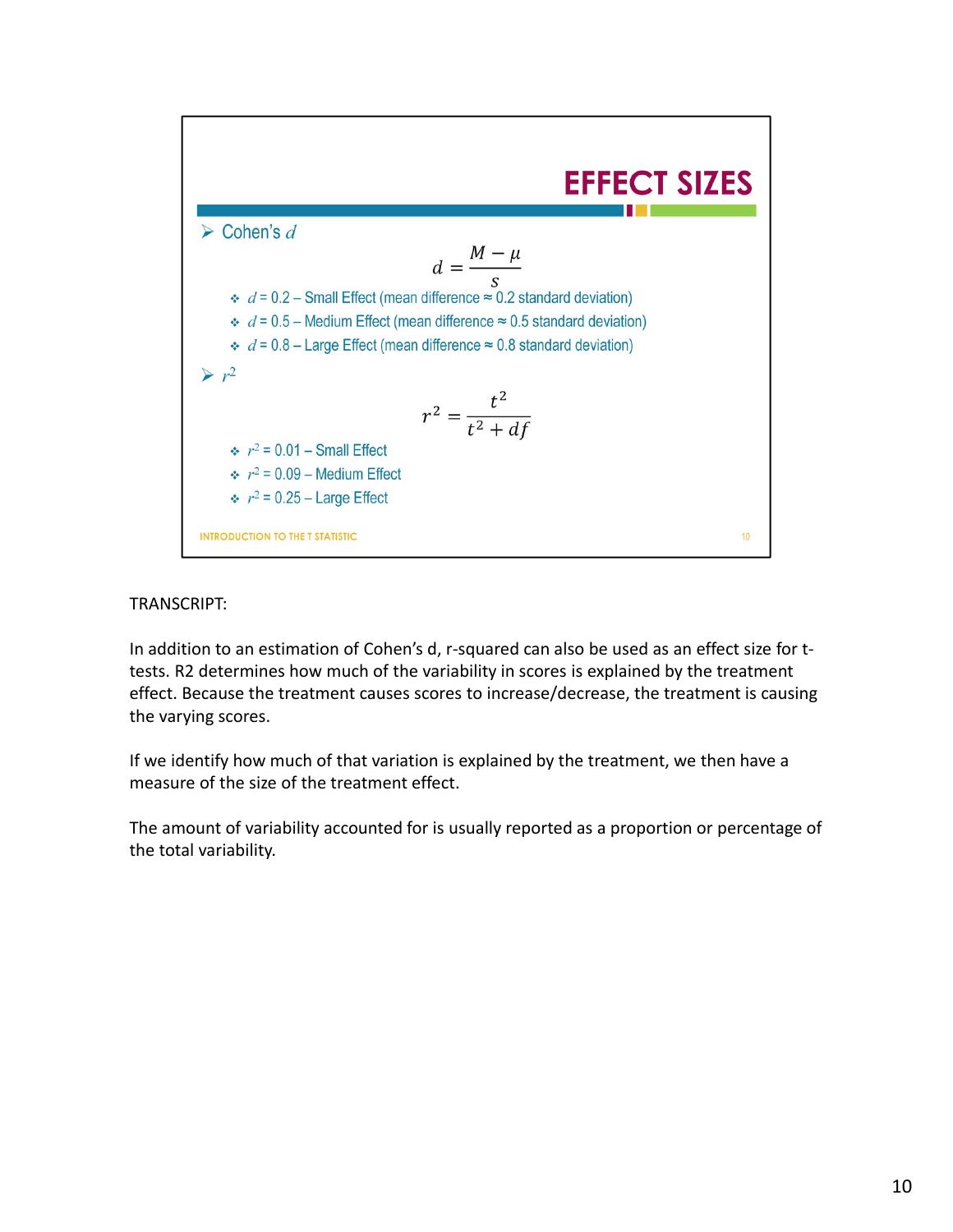# EFFECT SIZES

- Cohen's $d$

$$d = \frac{M - \mu}{s}$$

  - $d$ = 0.2 – Small Effect (mean difference ≈ 0.2 standard deviation)
  - $d$ = 0.5 – Medium Effect (mean difference ≈ 0.5 standard deviation)
  - $d$ = 0.8 – Large Effect (mean difference ≈ 0.8 standard deviation)

- $r^2$

$$r^2 = \frac{t^2}{t^2 + df}$$

  - $r^2$ = 0.01 – Small Effect
  - $r^2$ = 0.09 – Medium Effect
  - $r^2$ = 0.25 – Large Effect

INTRODUCTION TO THE T STATISTIC

TRANSCRIPT:

In addition to an estimation of Cohen's d, r-squared can also be used as an effect size for t-tests. R2 determines how much of the variability in scores is explained by the treatment effect. Because the treatment causes scores to increase/decrease, the treatment is causing the varying scores.

If we identify how much of that variation is explained by the treatment, we then have a measure of the size of the treatment effect.

The amount of variability accounted for is usually reported as a proportion or percentage of the total variability.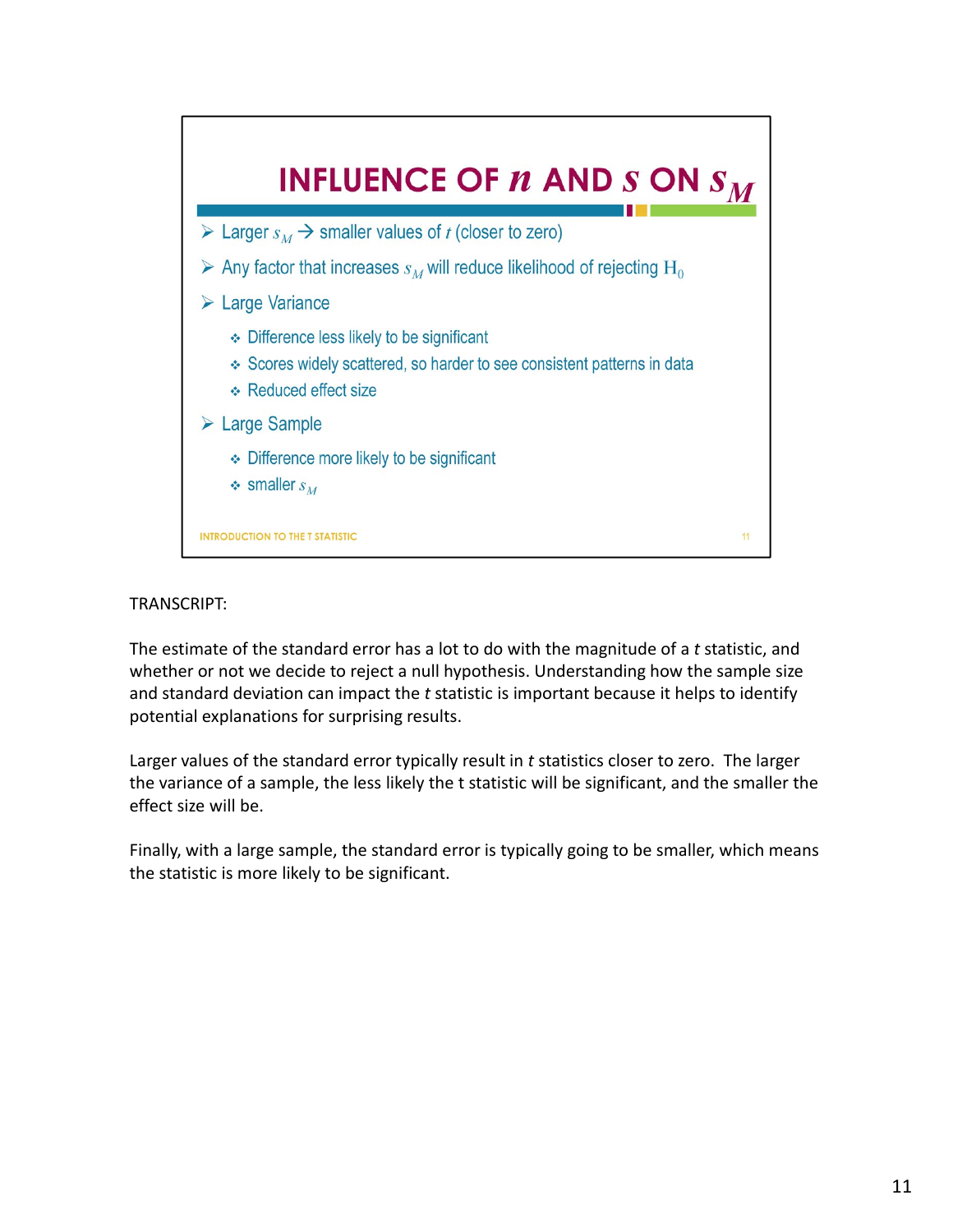# INFLUENCE OF $n$ AND $s$ ON $s_M$

- Larger $s_M$ → smaller values of $t$ (closer to zero)
- Any factor that increases $s_M$ will reduce likelihood of rejecting $H_0$
- Large Variance
  - Difference less likely to be significant
  - Scores widely scattered, so harder to see consistent patterns in data
  - Reduced effect size
- Large Sample
  - Difference more likely to be significant
  - smaller $s_M$

INTRODUCTION TO THE T STATISTIC

TRANSCRIPT:

The estimate of the standard error has a lot to do with the magnitude of a *t* statistic, and whether or not we decide to reject a null hypothesis. Understanding how the sample size and standard deviation can impact the *t* statistic is important because it helps to identify potential explanations for surprising results.

Larger values of the standard error typically result in *t* statistics closer to zero. The larger the variance of a sample, the less likely the t statistic will be significant, and the smaller the effect size will be.

Finally, with a large sample, the standard error is typically going to be smaller, which means the statistic is more likely to be significant.